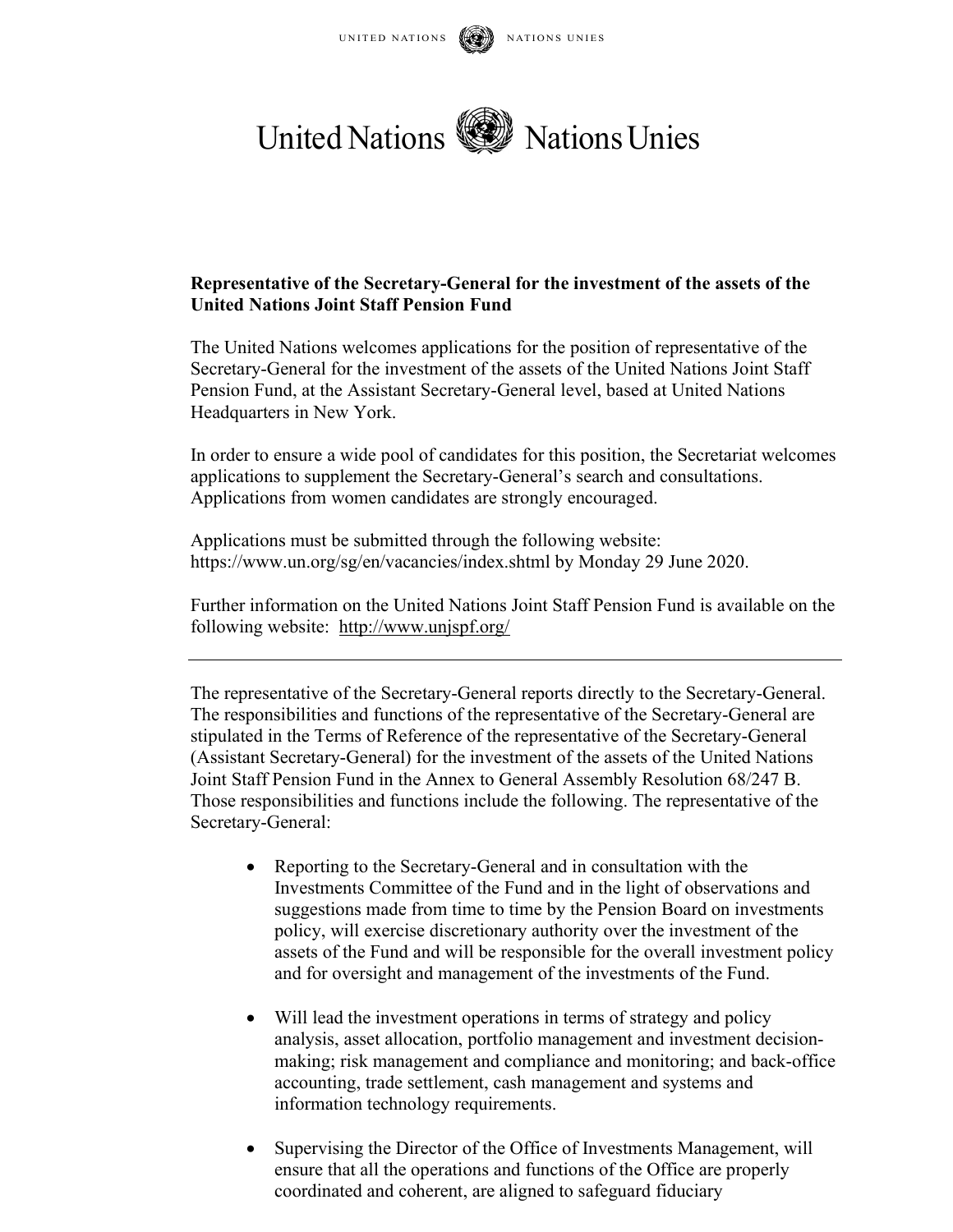UNITED NATIONS NATIONS UNIES

United Nations Nations Unies

**Representative of the Secretary-General for the investment of the assets of the United Nations Joint Staff Pension Fund**

The United Nations welcomes applications for the position of representative of the Secretary-General for the investment of the assets of the United Nations Joint Staff Pension Fund, at the Assistant Secretary-General level, based at United Nations Headquarters in New York.

In order to ensure a wide pool of candidates for this position, the Secretariat welcomes applications to supplement the Secretary-General's search and consultations. Applications from women candidates are strongly encouraged.

Applications must be submitted through the following website: https://www.un.org/sg/en/vacancies/index.shtml by Monday 29 June 2020.

Further information on the United Nations Joint Staff Pension Fund is available on the following website: http://www.unjspf.org/

---

The representative of the Secretary-General reports directly to the Secretary-General. The responsibilities and functions of the representative of the Secretary-General are stipulated in the Terms of Reference of the representative of the Secretary-General (Assistant Secretary-General) for the investment of the assets of the United Nations Joint Staff Pension Fund in the Annex to General Assembly Resolution 68/247 B. Those responsibilities and functions include the following. The representative of the Secretary-General:

- Reporting to the Secretary-General and in consultation with the Investments Committee of the Fund and in the light of observations and suggestions made from time to time by the Pension Board on investments policy, will exercise discretionary authority over the investment of the assets of the Fund and will be responsible for the overall investment policy and for oversight and management of the investments of the Fund.

- Will lead the investment operations in terms of strategy and policy analysis, asset allocation, portfolio management and investment decision-making; risk management and compliance and monitoring; and back-office accounting, trade settlement, cash management and systems and information technology requirements.

- Supervising the Director of the Office of Investments Management, will ensure that all the operations and functions of the Office are properly coordinated and coherent, are aligned to safeguard fiduciary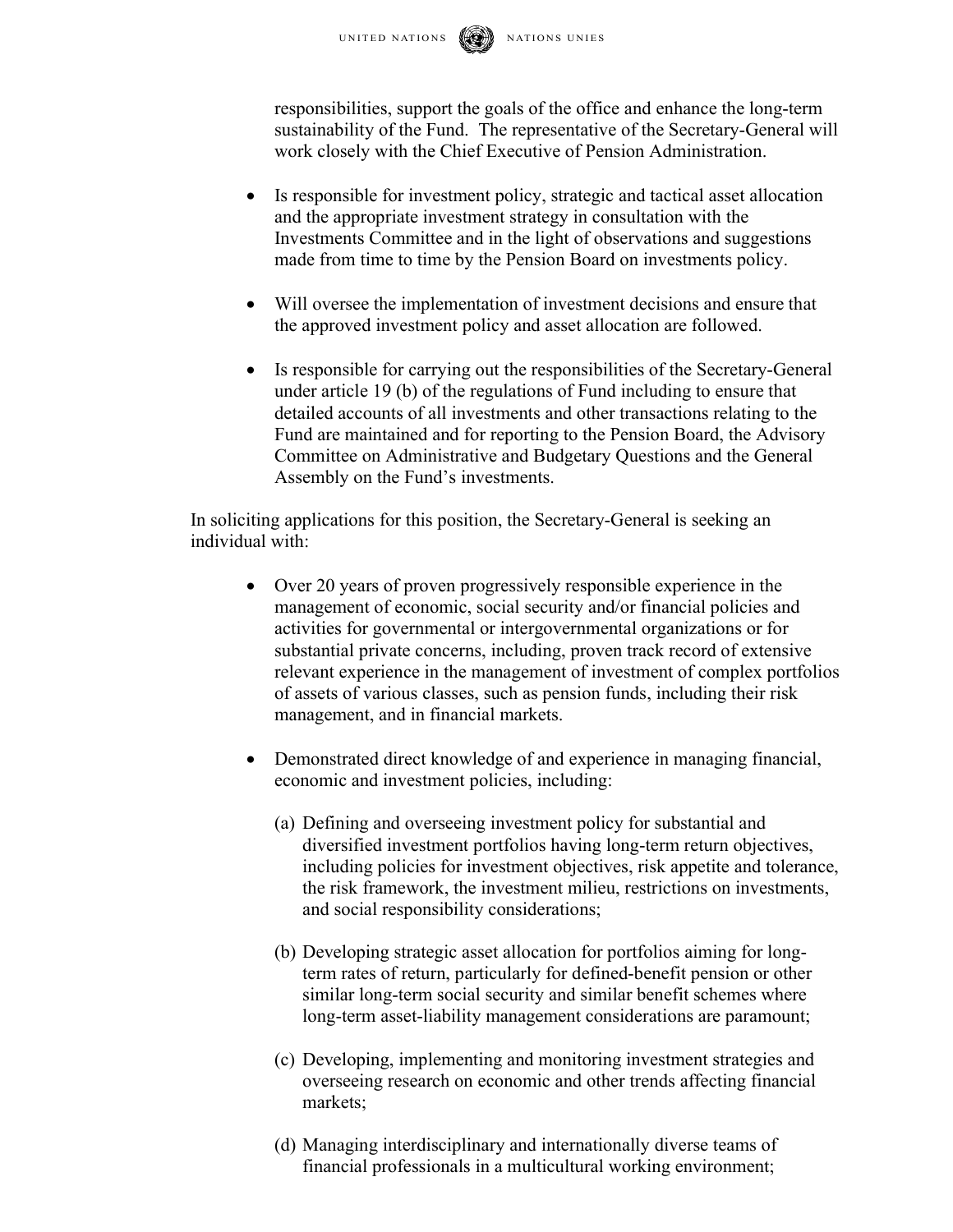responsibilities, support the goals of the office and enhance the long-term sustainability of the Fund. The representative of the Secretary-General will work closely with the Chief Executive of Pension Administration.

- Is responsible for investment policy, strategic and tactical asset allocation and the appropriate investment strategy in consultation with the Investments Committee and in the light of observations and suggestions made from time to time by the Pension Board on investments policy.

- Will oversee the implementation of investment decisions and ensure that the approved investment policy and asset allocation are followed.

- Is responsible for carrying out the responsibilities of the Secretary-General under article 19 (b) of the regulations of Fund including to ensure that detailed accounts of all investments and other transactions relating to the Fund are maintained and for reporting to the Pension Board, the Advisory Committee on Administrative and Budgetary Questions and the General Assembly on the Fund's investments.

In soliciting applications for this position, the Secretary-General is seeking an individual with:

- Over 20 years of proven progressively responsible experience in the management of economic, social security and/or financial policies and activities for governmental or intergovernmental organizations or for substantial private concerns, including, proven track record of extensive relevant experience in the management of investment of complex portfolios of assets of various classes, such as pension funds, including their risk management, and in financial markets.

- Demonstrated direct knowledge of and experience in managing financial, economic and investment policies, including:

  (a) Defining and overseeing investment policy for substantial and diversified investment portfolios having long-term return objectives, including policies for investment objectives, risk appetite and tolerance, the risk framework, the investment milieu, restrictions on investments, and social responsibility considerations;

  (b) Developing strategic asset allocation for portfolios aiming for long-term rates of return, particularly for defined-benefit pension or other similar long-term social security and similar benefit schemes where long-term asset-liability management considerations are paramount;

  (c) Developing, implementing and monitoring investment strategies and overseeing research on economic and other trends affecting financial markets;

  (d) Managing interdisciplinary and internationally diverse teams of financial professionals in a multicultural working environment;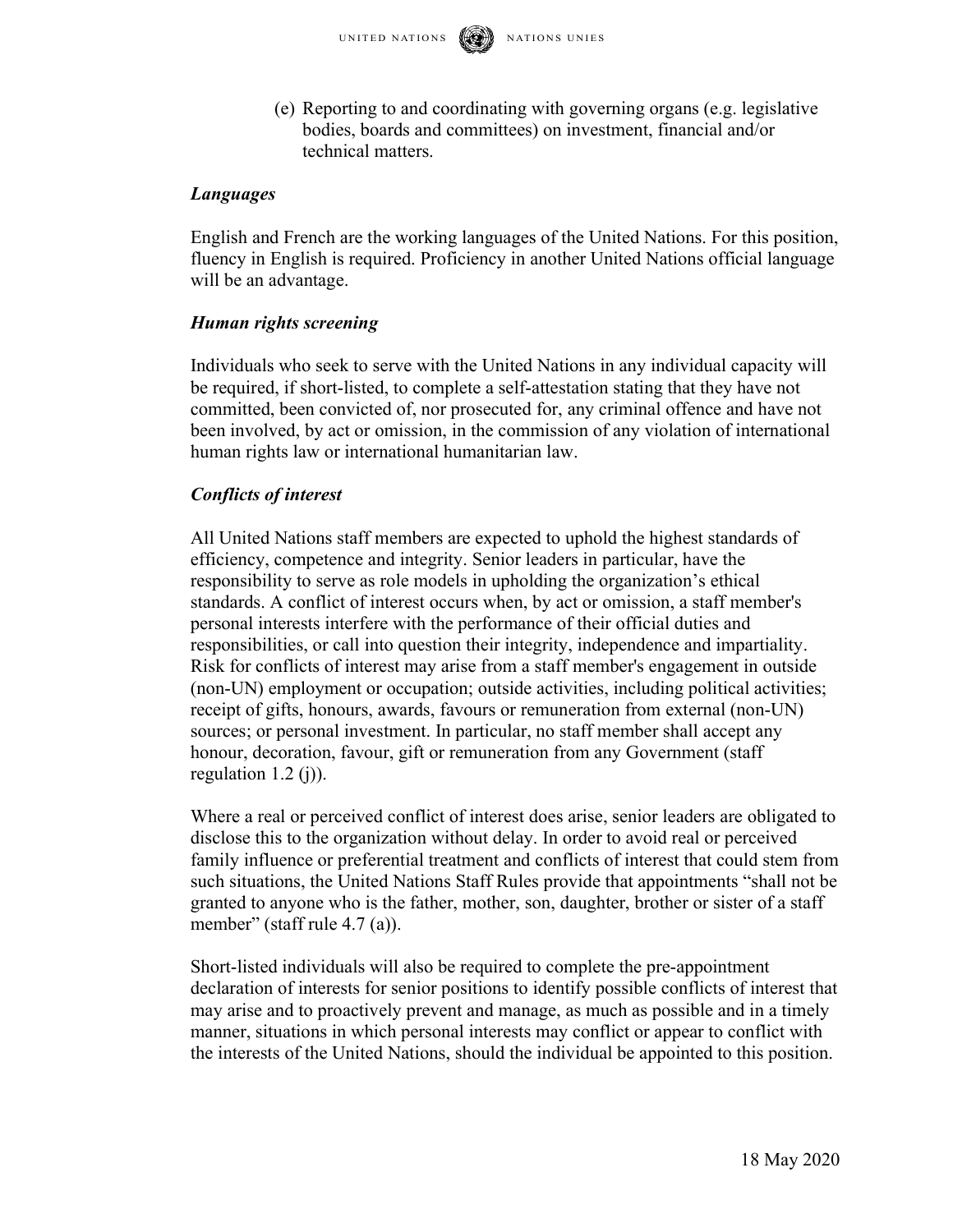(e) Reporting to and coordinating with governing organs (e.g. legislative bodies, boards and committees) on investment, financial and/or technical matters.

***Languages***

English and French are the working languages of the United Nations. For this position, fluency in English is required. Proficiency in another United Nations official language will be an advantage.

***Human rights screening***

Individuals who seek to serve with the United Nations in any individual capacity will be required, if short-listed, to complete a self-attestation stating that they have not committed, been convicted of, nor prosecuted for, any criminal offence and have not been involved, by act or omission, in the commission of any violation of international human rights law or international humanitarian law.

***Conflicts of interest***

All United Nations staff members are expected to uphold the highest standards of efficiency, competence and integrity. Senior leaders in particular, have the responsibility to serve as role models in upholding the organization's ethical standards. A conflict of interest occurs when, by act or omission, a staff member's personal interests interfere with the performance of their official duties and responsibilities, or call into question their integrity, independence and impartiality. Risk for conflicts of interest may arise from a staff member's engagement in outside (non-UN) employment or occupation; outside activities, including political activities; receipt of gifts, honours, awards, favours or remuneration from external (non-UN) sources; or personal investment. In particular, no staff member shall accept any honour, decoration, favour, gift or remuneration from any Government (staff regulation 1.2 (j)).

Where a real or perceived conflict of interest does arise, senior leaders are obligated to disclose this to the organization without delay. In order to avoid real or perceived family influence or preferential treatment and conflicts of interest that could stem from such situations, the United Nations Staff Rules provide that appointments "shall not be granted to anyone who is the father, mother, son, daughter, brother or sister of a staff member" (staff rule 4.7 (a)).

Short-listed individuals will also be required to complete the pre-appointment declaration of interests for senior positions to identify possible conflicts of interest that may arise and to proactively prevent and manage, as much as possible and in a timely manner, situations in which personal interests may conflict or appear to conflict with the interests of the United Nations, should the individual be appointed to this position.

18 May 2020